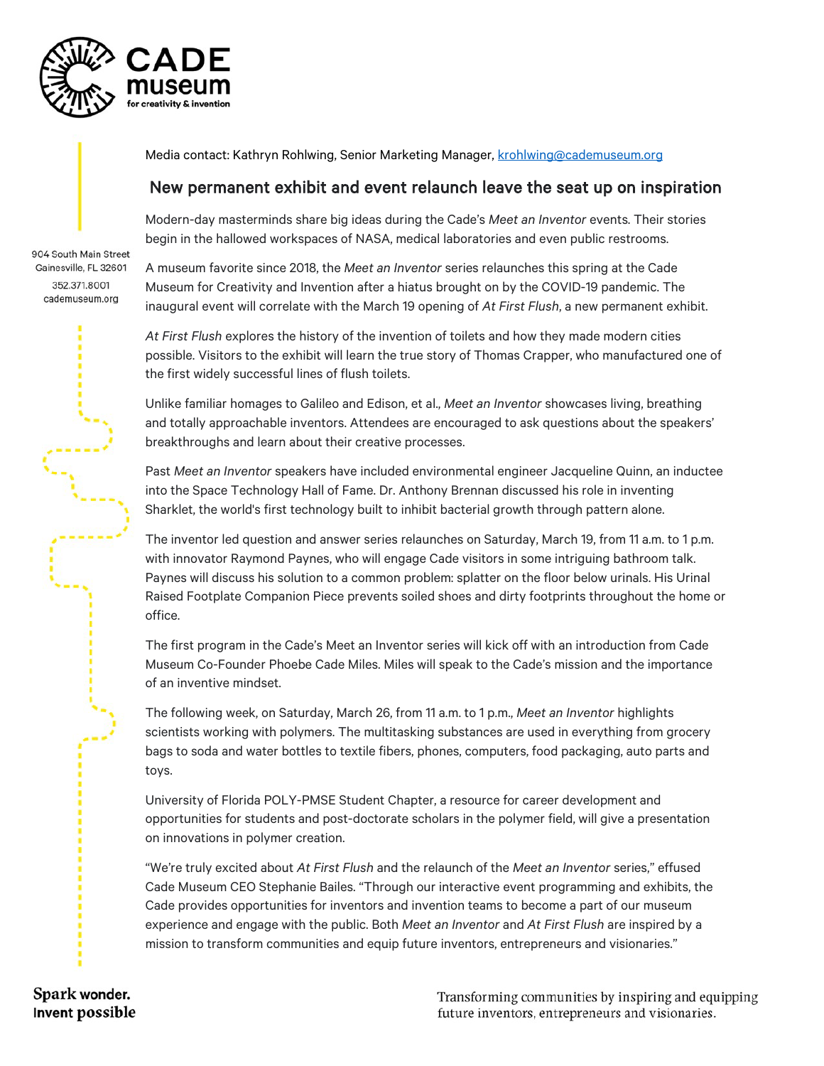CADE museum for creativity & invention

Media contact: Kathryn Rohlwing, Senior Marketing Manager, [krohlwing@cademuseum.org](mailto:krohlwing@cademuseum.org)

904 South Main Street
Gainesville, FL 32601
352.371.8001
cademuseum.org

## New permanent exhibit and event relaunch leave the seat up on inspiration

Modern-day masterminds share big ideas during the Cade's *Meet an Inventor* events. Their stories begin in the hallowed workspaces of NASA, medical laboratories and even public restrooms.

A museum favorite since 2018, the *Meet an Inventor* series relaunches this spring at the Cade Museum for Creativity and Invention after a hiatus brought on by the COVID-19 pandemic. The inaugural event will correlate with the March 19 opening of *At First Flush*, a new permanent exhibit.

*At First Flush* explores the history of the invention of toilets and how they made modern cities possible. Visitors to the exhibit will learn the true story of Thomas Crapper, who manufactured one of the first widely successful lines of flush toilets.

Unlike familiar homages to Galileo and Edison, et al., *Meet an Inventor* showcases living, breathing and totally approachable inventors. Attendees are encouraged to ask questions about the speakers' breakthroughs and learn about their creative processes.

Past *Meet an Inventor* speakers have included environmental engineer Jacqueline Quinn, an inductee into the Space Technology Hall of Fame. Dr. Anthony Brennan discussed his role in inventing Sharklet, the world's first technology built to inhibit bacterial growth through pattern alone.

The inventor led question and answer series relaunches on Saturday, March 19, from 11 a.m. to 1 p.m. with innovator Raymond Paynes, who will engage Cade visitors in some intriguing bathroom talk. Paynes will discuss his solution to a common problem: splatter on the floor below urinals. His Urinal Raised Footplate Companion Piece prevents soiled shoes and dirty footprints throughout the home or office.

The first program in the Cade's Meet an Inventor series will kick off with an introduction from Cade Museum Co-Founder Phoebe Cade Miles. Miles will speak to the Cade's mission and the importance of an inventive mindset.

The following week, on Saturday, March 26, from 11 a.m. to 1 p.m., *Meet an Inventor* highlights scientists working with polymers. The multitasking substances are used in everything from grocery bags to soda and water bottles to textile fibers, phones, computers, food packaging, auto parts and toys.

University of Florida POLY-PMSE Student Chapter, a resource for career development and opportunities for students and post-doctorate scholars in the polymer field, will give a presentation on innovations in polymer creation.

"We're truly excited about *At First Flush* and the relaunch of the *Meet an Inventor* series," effused Cade Museum CEO Stephanie Bailes. "Through our interactive event programming and exhibits, the Cade provides opportunities for inventors and invention teams to become a part of our museum experience and engage with the public. Both *Meet an Inventor* and *At First Flush* are inspired by a mission to transform communities and equip future inventors, entrepreneurs and visionaries."

Spark wonder. Invent possible

Transforming communities by inspiring and equipping future inventors, entrepreneurs and visionaries.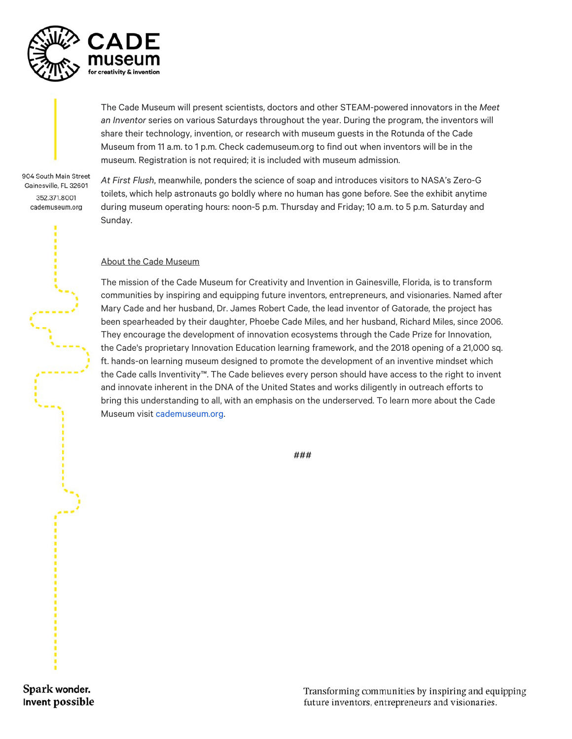The Cade Museum will present scientists, doctors and other STEAM-powered innovators in the *Meet an Inventor* series on various Saturdays throughout the year. During the program, the inventors will share their technology, invention, or research with museum guests in the Rotunda of the Cade Museum from 11 a.m. to 1 p.m. Check cademuseum.org to find out when inventors will be in the museum. Registration is not required; it is included with museum admission.

*At First Flush*, meanwhile, ponders the science of soap and introduces visitors to NASA's Zero-G toilets, which help astronauts go boldly where no human has gone before. See the exhibit anytime during museum operating hours: noon-5 p.m. Thursday and Friday; 10 a.m. to 5 p.m. Saturday and Sunday.

About the Cade Museum

The mission of the Cade Museum for Creativity and Invention in Gainesville, Florida, is to transform communities by inspiring and equipping future inventors, entrepreneurs, and visionaries. Named after Mary Cade and her husband, Dr. James Robert Cade, the lead inventor of Gatorade, the project has been spearheaded by their daughter, Phoebe Cade Miles, and her husband, Richard Miles, since 2006. They encourage the development of innovation ecosystems through the Cade Prize for Innovation, the Cade's proprietary Innovation Education learning framework, and the 2018 opening of a 21,000 sq. ft. hands-on learning museum designed to promote the development of an inventive mindset which the Cade calls Inventivity™. The Cade believes every person should have access to the right to invent and innovate inherent in the DNA of the United States and works diligently in outreach efforts to bring this understanding to all, with an emphasis on the underserved. To learn more about the Cade Museum visit cademuseum.org.

###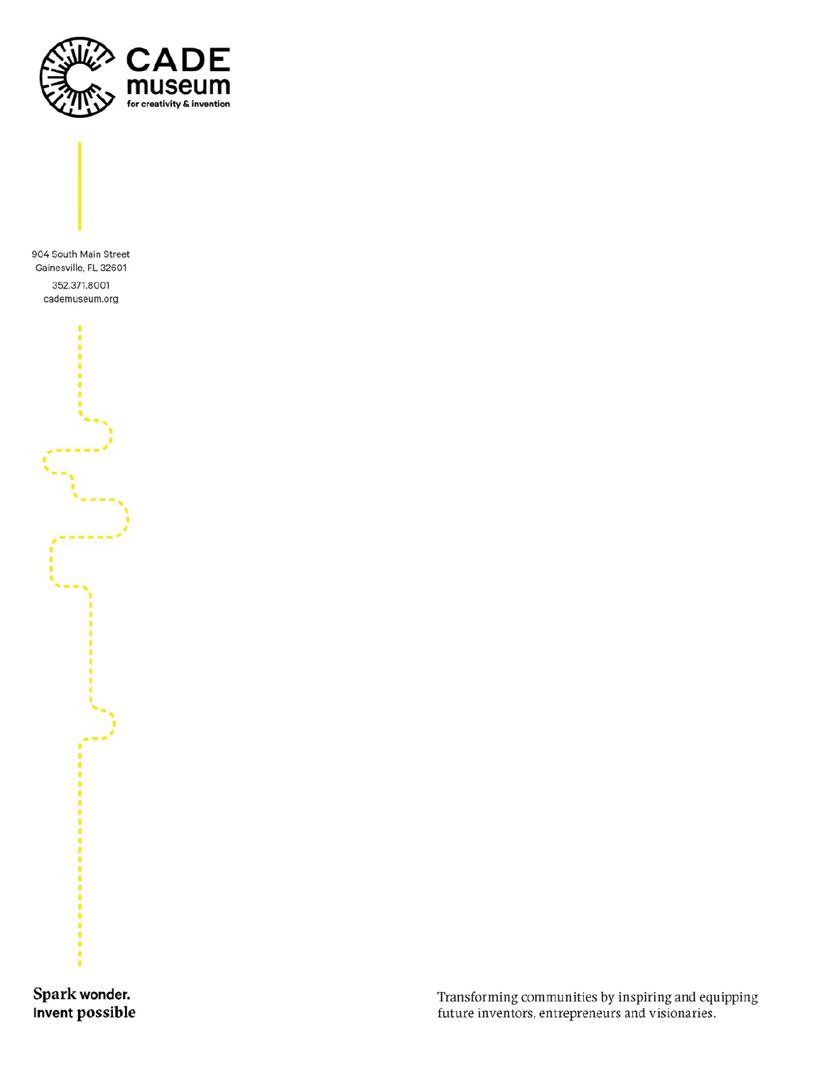CADE
museum
for creativity & invention

904 South Main Street
Gainesville, FL 32601

352.371.8001
cademuseum.org

Spark wonder.
Invent possible

Transforming communities by inspiring and equipping future inventors, entrepreneurs and visionaries.